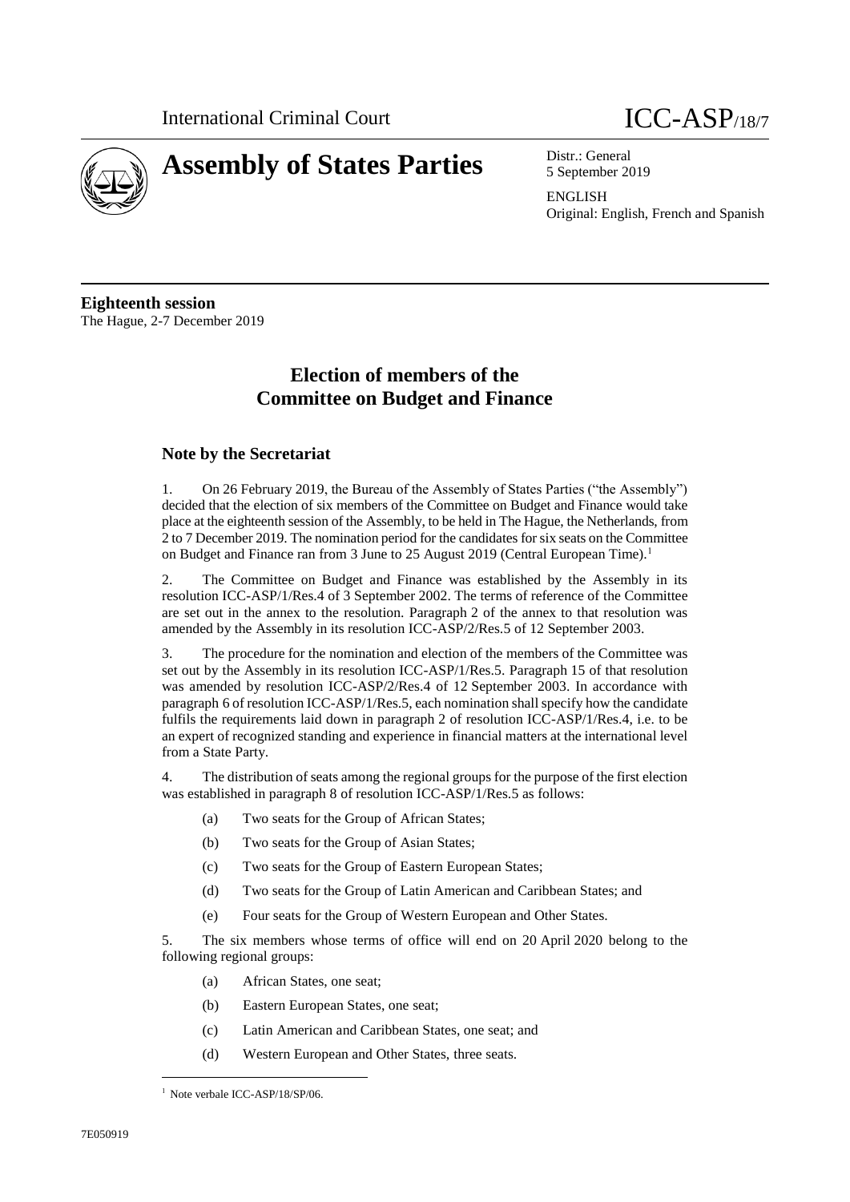International Criminal Court

ICC-ASP/18/7

# Assembly of States Parties

Distr.: General
5 September 2019

ENGLISH
Original: English, French and Spanish

**Eighteenth session**
The Hague, 2-7 December 2019

# Election of members of the Committee on Budget and Finance

## Note by the Secretariat

1. On 26 February 2019, the Bureau of the Assembly of States Parties ("the Assembly") decided that the election of six members of the Committee on Budget and Finance would take place at the eighteenth session of the Assembly, to be held in The Hague, the Netherlands, from 2 to 7 December 2019. The nomination period for the candidates for six seats on the Committee on Budget and Finance ran from 3 June to 25 August 2019 (Central European Time).[1]

2. The Committee on Budget and Finance was established by the Assembly in its resolution ICC-ASP/1/Res.4 of 3 September 2002. The terms of reference of the Committee are set out in the annex to the resolution. Paragraph 2 of the annex to that resolution was amended by the Assembly in its resolution ICC-ASP/2/Res.5 of 12 September 2003.

3. The procedure for the nomination and election of the members of the Committee was set out by the Assembly in its resolution ICC-ASP/1/Res.5. Paragraph 15 of that resolution was amended by resolution ICC-ASP/2/Res.4 of 12 September 2003. In accordance with paragraph 6 of resolution ICC-ASP/1/Res.5, each nomination shall specify how the candidate fulfils the requirements laid down in paragraph 2 of resolution ICC-ASP/1/Res.4, i.e. to be an expert of recognized standing and experience in financial matters at the international level from a State Party.

4. The distribution of seats among the regional groups for the purpose of the first election was established in paragraph 8 of resolution ICC-ASP/1/Res.5 as follows:

   (a) Two seats for the Group of African States;

   (b) Two seats for the Group of Asian States;

   (c) Two seats for the Group of Eastern European States;

   (d) Two seats for the Group of Latin American and Caribbean States; and

   (e) Four seats for the Group of Western European and Other States.

5. The six members whose terms of office will end on 20 April 2020 belong to the following regional groups:

   (a) African States, one seat;

   (b) Eastern European States, one seat;

   (c) Latin American and Caribbean States, one seat; and

   (d) Western European and Other States, three seats.

[1] Note verbale ICC-ASP/18/SP/06.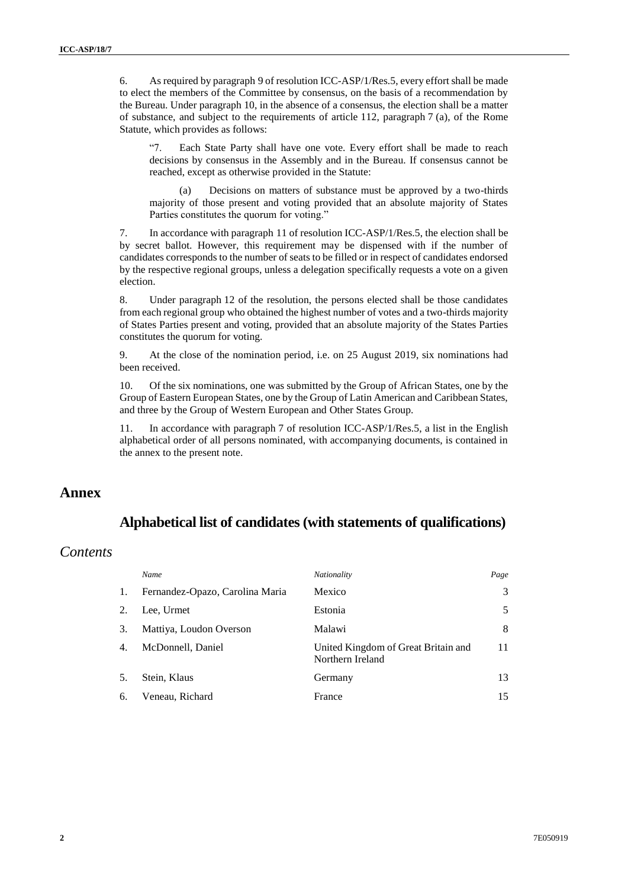6. As required by paragraph 9 of resolution ICC-ASP/1/Res.5, every effort shall be made to elect the members of the Committee by consensus, on the basis of a recommendation by the Bureau. Under paragraph 10, in the absence of a consensus, the election shall be a matter of substance, and subject to the requirements of article 112, paragraph 7 (a), of the Rome Statute, which provides as follows:

> "7. Each State Party shall have one vote. Every effort shall be made to reach decisions by consensus in the Assembly and in the Bureau. If consensus cannot be reached, except as otherwise provided in the Statute:
>
> (a) Decisions on matters of substance must be approved by a two-thirds majority of those present and voting provided that an absolute majority of States Parties constitutes the quorum for voting."

7. In accordance with paragraph 11 of resolution ICC-ASP/1/Res.5, the election shall be by secret ballot. However, this requirement may be dispensed with if the number of candidates corresponds to the number of seats to be filled or in respect of candidates endorsed by the respective regional groups, unless a delegation specifically requests a vote on a given election.

8. Under paragraph 12 of the resolution, the persons elected shall be those candidates from each regional group who obtained the highest number of votes and a two-thirds majority of States Parties present and voting, provided that an absolute majority of the States Parties constitutes the quorum for voting.

9. At the close of the nomination period, i.e. on 25 August 2019, six nominations had been received.

10. Of the six nominations, one was submitted by the Group of African States, one by the Group of Eastern European States, one by the Group of Latin American and Caribbean States, and three by the Group of Western European and Other States Group.

11. In accordance with paragraph 7 of resolution ICC-ASP/1/Res.5, a list in the English alphabetical order of all persons nominated, with accompanying documents, is contained in the annex to the present note.

# Annex

## Alphabetical list of candidates (with statements of qualifications)

### *Contents*

| | *Name* | *Nationality* | *Page* |
|---|---|---|---|
| 1. | Fernandez-Opazo, Carolina Maria | Mexico | 3 |
| 2. | Lee, Urmet | Estonia | 5 |
| 3. | Mattiya, Loudon Overson | Malawi | 8 |
| 4. | McDonnell, Daniel | United Kingdom of Great Britain and Northern Ireland | 11 |
| 5. | Stein, Klaus | Germany | 13 |
| 6. | Veneau, Richard | France | 15 |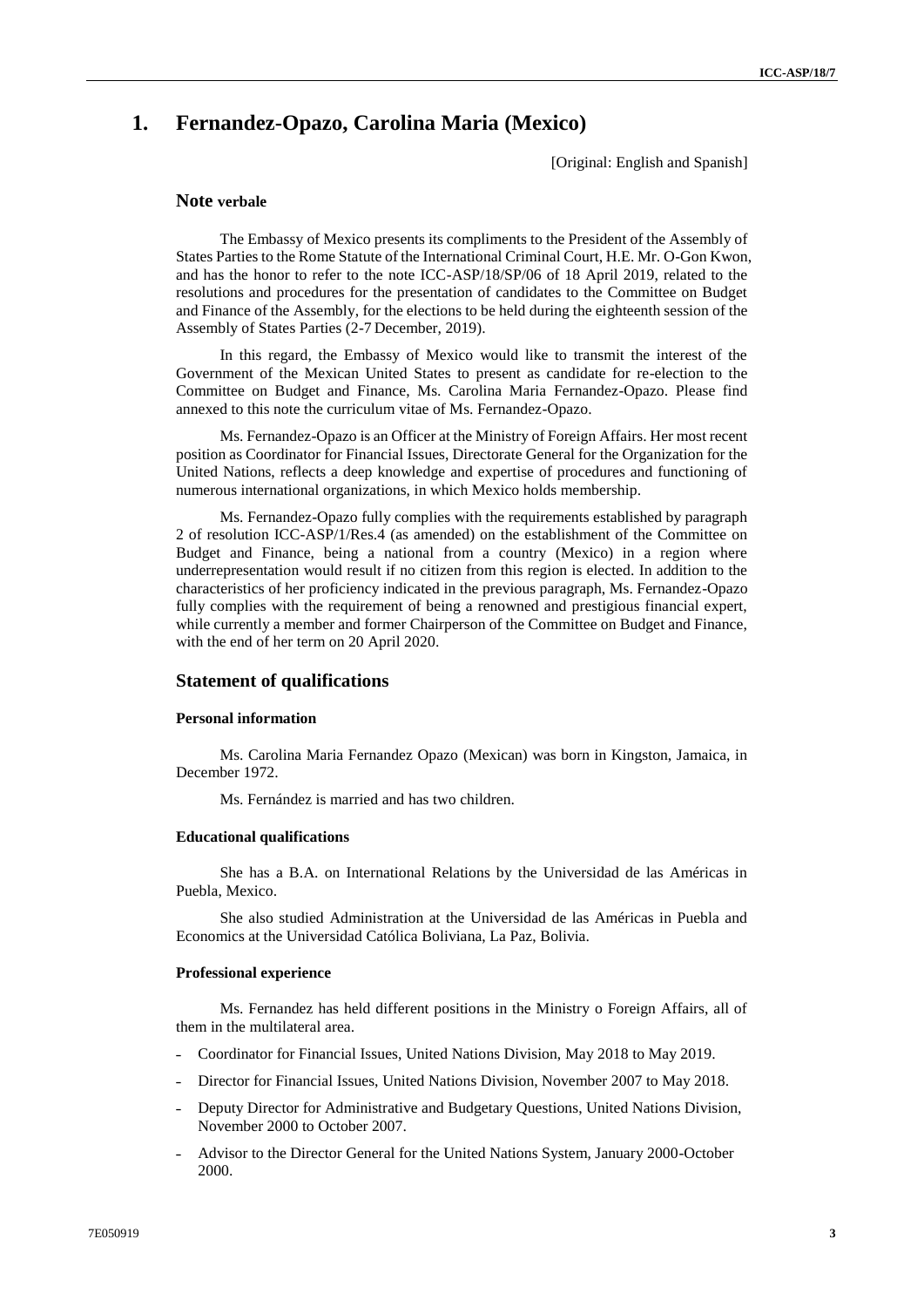# 1. Fernandez-Opazo, Carolina Maria (Mexico)

[Original: English and Spanish]

## Note verbale

The Embassy of Mexico presents its compliments to the President of the Assembly of States Parties to the Rome Statute of the International Criminal Court, H.E. Mr. O-Gon Kwon, and has the honor to refer to the note ICC-ASP/18/SP/06 of 18 April 2019, related to the resolutions and procedures for the presentation of candidates to the Committee on Budget and Finance of the Assembly, for the elections to be held during the eighteenth session of the Assembly of States Parties (2-7 December, 2019).

In this regard, the Embassy of Mexico would like to transmit the interest of the Government of the Mexican United States to present as candidate for re-election to the Committee on Budget and Finance, Ms. Carolina Maria Fernandez-Opazo. Please find annexed to this note the curriculum vitae of Ms. Fernandez-Opazo.

Ms. Fernandez-Opazo is an Officer at the Ministry of Foreign Affairs. Her most recent position as Coordinator for Financial Issues, Directorate General for the Organization for the United Nations, reflects a deep knowledge and expertise of procedures and functioning of numerous international organizations, in which Mexico holds membership.

Ms. Fernandez-Opazo fully complies with the requirements established by paragraph 2 of resolution ICC-ASP/1/Res.4 (as amended) on the establishment of the Committee on Budget and Finance, being a national from a country (Mexico) in a region where underrepresentation would result if no citizen from this region is elected. In addition to the characteristics of her proficiency indicated in the previous paragraph, Ms. Fernandez-Opazo fully complies with the requirement of being a renowned and prestigious financial expert, while currently a member and former Chairperson of the Committee on Budget and Finance, with the end of her term on 20 April 2020.

## Statement of qualifications

### Personal information

Ms. Carolina Maria Fernandez Opazo (Mexican) was born in Kingston, Jamaica, in December 1972.

Ms. Fernández is married and has two children.

### Educational qualifications

She has a B.A. on International Relations by the Universidad de las Américas in Puebla, Mexico.

She also studied Administration at the Universidad de las Américas in Puebla and Economics at the Universidad Católica Boliviana, La Paz, Bolivia.

### Professional experience

Ms. Fernandez has held different positions in the Ministry o Foreign Affairs, all of them in the multilateral area.

- Coordinator for Financial Issues, United Nations Division, May 2018 to May 2019.
- Director for Financial Issues, United Nations Division, November 2007 to May 2018.
- Deputy Director for Administrative and Budgetary Questions, United Nations Division, November 2000 to October 2007.
- Advisor to the Director General for the United Nations System, January 2000-October 2000.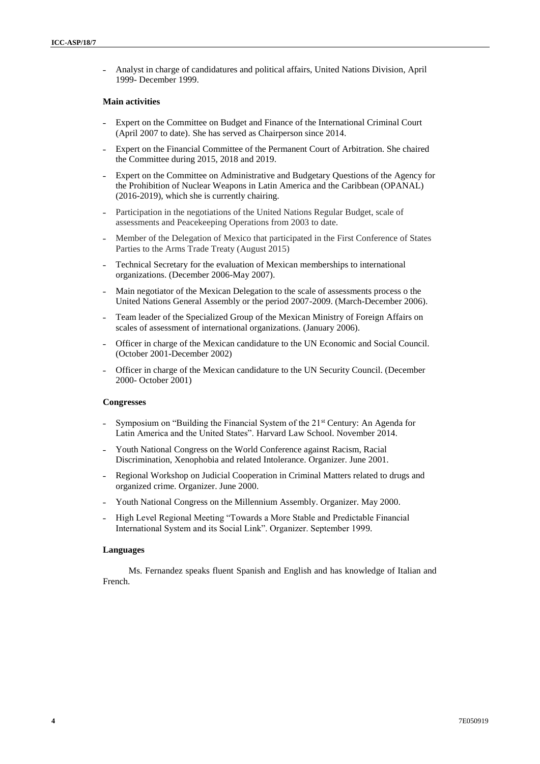- Analyst in charge of candidatures and political affairs, United Nations Division, April 1999- December 1999.

**Main activities**

- Expert on the Committee on Budget and Finance of the International Criminal Court (April 2007 to date). She has served as Chairperson since 2014.
- Expert on the Financial Committee of the Permanent Court of Arbitration. She chaired the Committee during 2015, 2018 and 2019.
- Expert on the Committee on Administrative and Budgetary Questions of the Agency for the Prohibition of Nuclear Weapons in Latin America and the Caribbean (OPANAL) (2016-2019), which she is currently chairing.
- Participation in the negotiations of the United Nations Regular Budget, scale of assessments and Peacekeeping Operations from 2003 to date.
- Member of the Delegation of Mexico that participated in the First Conference of States Parties to the Arms Trade Treaty (August 2015)
- Technical Secretary for the evaluation of Mexican memberships to international organizations. (December 2006-May 2007).
- Main negotiator of the Mexican Delegation to the scale of assessments process o the United Nations General Assembly or the period 2007-2009. (March-December 2006).
- Team leader of the Specialized Group of the Mexican Ministry of Foreign Affairs on scales of assessment of international organizations. (January 2006).
- Officer in charge of the Mexican candidature to the UN Economic and Social Council. (October 2001-December 2002)
- Officer in charge of the Mexican candidature to the UN Security Council. (December 2000- October 2001)

**Congresses**

- Symposium on "Building the Financial System of the 21st Century: An Agenda for Latin America and the United States". Harvard Law School. November 2014.
- Youth National Congress on the World Conference against Racism, Racial Discrimination, Xenophobia and related Intolerance. Organizer. June 2001.
- Regional Workshop on Judicial Cooperation in Criminal Matters related to drugs and organized crime. Organizer. June 2000.
- Youth National Congress on the Millennium Assembly. Organizer. May 2000.
- High Level Regional Meeting "Towards a More Stable and Predictable Financial International System and its Social Link". Organizer. September 1999.

**Languages**

Ms. Fernandez speaks fluent Spanish and English and has knowledge of Italian and French.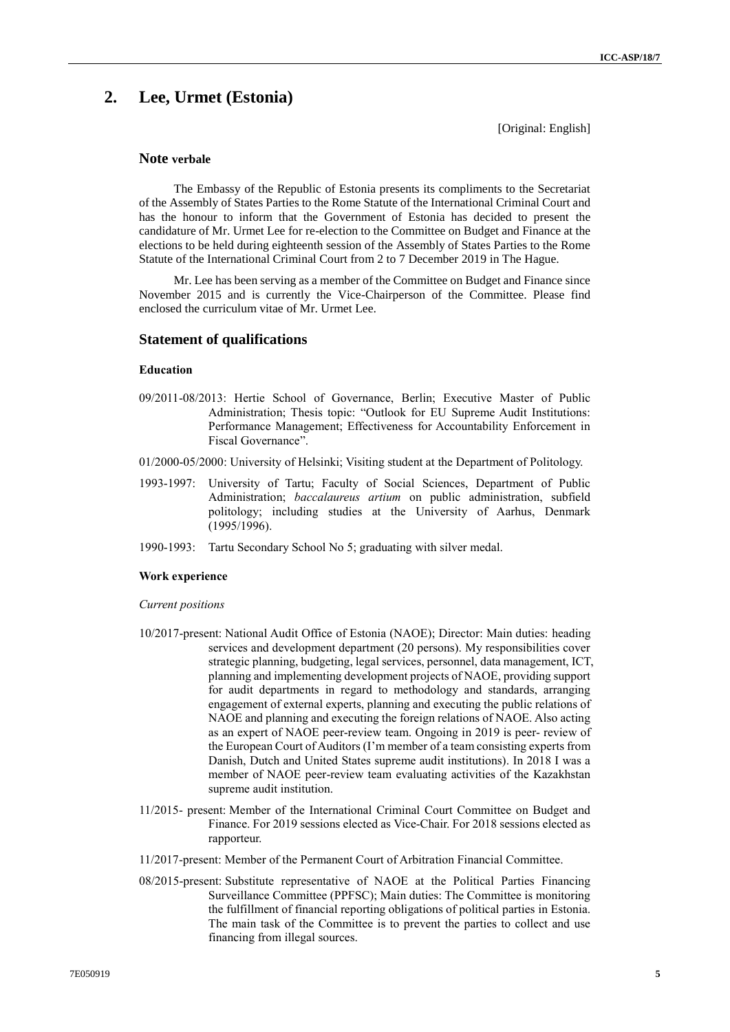## 2. Lee, Urmet (Estonia)

[Original: English]

### Note verbale

The Embassy of the Republic of Estonia presents its compliments to the Secretariat of the Assembly of States Parties to the Rome Statute of the International Criminal Court and has the honour to inform that the Government of Estonia has decided to present the candidature of Mr. Urmet Lee for re-election to the Committee on Budget and Finance at the elections to be held during eighteenth session of the Assembly of States Parties to the Rome Statute of the International Criminal Court from 2 to 7 December 2019 in The Hague.

Mr. Lee has been serving as a member of the Committee on Budget and Finance since November 2015 and is currently the Vice-Chairperson of the Committee. Please find enclosed the curriculum vitae of Mr. Urmet Lee.

### Statement of qualifications

#### Education

09/2011-08/2013: Hertie School of Governance, Berlin; Executive Master of Public Administration; Thesis topic: "Outlook for EU Supreme Audit Institutions: Performance Management; Effectiveness for Accountability Enforcement in Fiscal Governance".

01/2000-05/2000: University of Helsinki; Visiting student at the Department of Politology.

1993-1997: University of Tartu; Faculty of Social Sciences, Department of Public Administration; *baccalaureus artium* on public administration, subfield politology; including studies at the University of Aarhus, Denmark (1995/1996).

1990-1993: Tartu Secondary School No 5; graduating with silver medal.

#### Work experience

*Current positions*

10/2017-present: National Audit Office of Estonia (NAOE); Director: Main duties: heading services and development department (20 persons). My responsibilities cover strategic planning, budgeting, legal services, personnel, data management, ICT, planning and implementing development projects of NAOE, providing support for audit departments in regard to methodology and standards, arranging engagement of external experts, planning and executing the public relations of NAOE and planning and executing the foreign relations of NAOE. Also acting as an expert of NAOE peer-review team. Ongoing in 2019 is peer- review of the European Court of Auditors (I'm member of a team consisting experts from Danish, Dutch and United States supreme audit institutions). In 2018 I was a member of NAOE peer-review team evaluating activities of the Kazakhstan supreme audit institution.

11/2015- present: Member of the International Criminal Court Committee on Budget and Finance. For 2019 sessions elected as Vice-Chair. For 2018 sessions elected as rapporteur.

11/2017-present: Member of the Permanent Court of Arbitration Financial Committee.

08/2015-present: Substitute representative of NAOE at the Political Parties Financing Surveillance Committee (PPFSC); Main duties: The Committee is monitoring the fulfillment of financial reporting obligations of political parties in Estonia. The main task of the Committee is to prevent the parties to collect and use financing from illegal sources.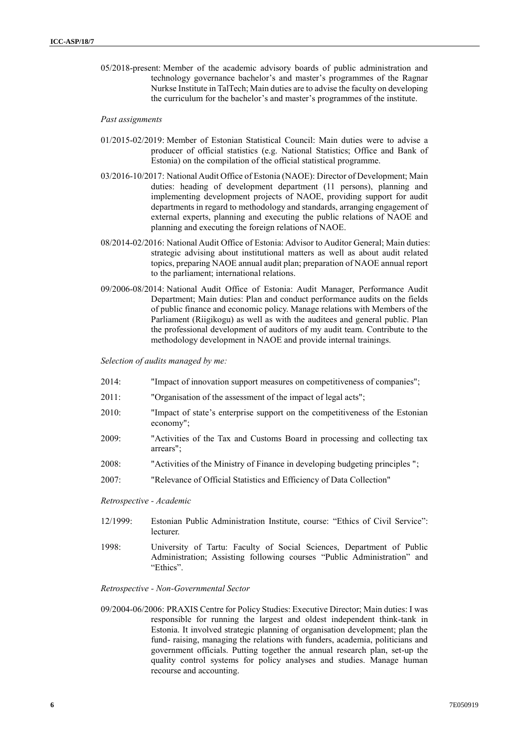05/2018-present: Member of the academic advisory boards of public administration and technology governance bachelor's and master's programmes of the Ragnar Nurkse Institute in TalTech; Main duties are to advise the faculty on developing the curriculum for the bachelor's and master's programmes of the institute.

*Past assignments*

01/2015-02/2019: Member of Estonian Statistical Council: Main duties were to advise a producer of official statistics (e.g. National Statistics; Office and Bank of Estonia) on the compilation of the official statistical programme.

03/2016-10/2017: National Audit Office of Estonia (NAOE): Director of Development; Main duties: heading of development department (11 persons), planning and implementing development projects of NAOE, providing support for audit departments in regard to methodology and standards, arranging engagement of external experts, planning and executing the public relations of NAOE and planning and executing the foreign relations of NAOE.

08/2014-02/2016: National Audit Office of Estonia: Advisor to Auditor General; Main duties: strategic advising about institutional matters as well as about audit related topics, preparing NAOE annual audit plan; preparation of NAOE annual report to the parliament; international relations.

09/2006-08/2014: National Audit Office of Estonia: Audit Manager, Performance Audit Department; Main duties: Plan and conduct performance audits on the fields of public finance and economic policy. Manage relations with Members of the Parliament (Riigikogu) as well as with the auditees and general public. Plan the professional development of auditors of my audit team. Contribute to the methodology development in NAOE and provide internal trainings.

*Selection of audits managed by me:*

2014: "Impact of innovation support measures on competitiveness of companies";

2011: "Organisation of the assessment of the impact of legal acts";

2010: "Impact of state's enterprise support on the competitiveness of the Estonian economy";

2009: "Activities of the Tax and Customs Board in processing and collecting tax arrears";

2008: "Activities of the Ministry of Finance in developing budgeting principles ";

2007: "Relevance of Official Statistics and Efficiency of Data Collection"

*Retrospective - Academic*

12/1999: Estonian Public Administration Institute, course: "Ethics of Civil Service": lecturer.

1998: University of Tartu: Faculty of Social Sciences, Department of Public Administration; Assisting following courses "Public Administration" and "Ethics".

*Retrospective - Non-Governmental Sector*

09/2004-06/2006: PRAXIS Centre for Policy Studies: Executive Director; Main duties: I was responsible for running the largest and oldest independent think-tank in Estonia. It involved strategic planning of organisation development; plan the fund- raising, managing the relations with funders, academia, politicians and government officials. Putting together the annual research plan, set-up the quality control systems for policy analyses and studies. Manage human recourse and accounting.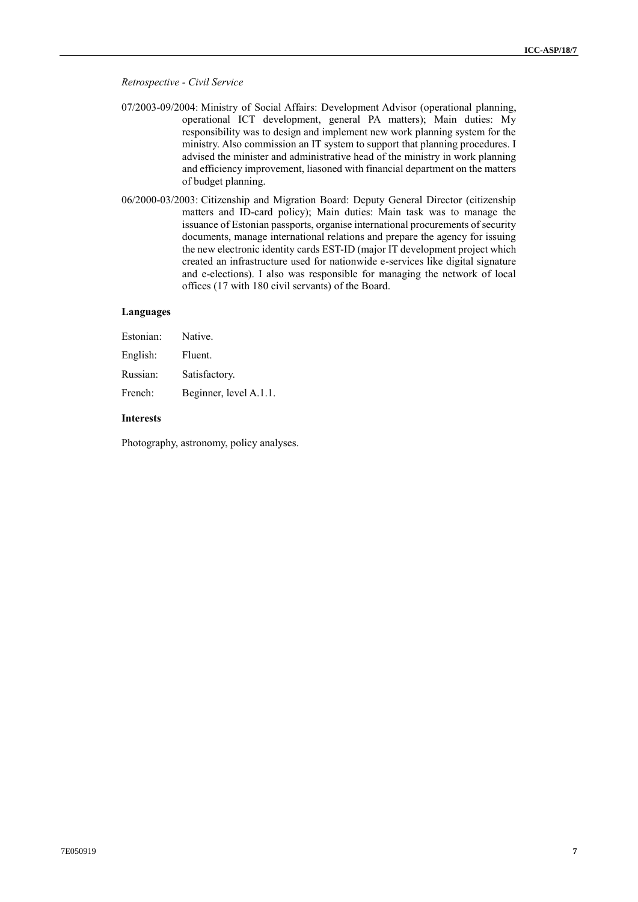*Retrospective - Civil Service*

07/2003-09/2004: Ministry of Social Affairs: Development Advisor (operational planning, operational ICT development, general PA matters); Main duties: My responsibility was to design and implement new work planning system for the ministry. Also commission an IT system to support that planning procedures. I advised the minister and administrative head of the ministry in work planning and efficiency improvement, liasoned with financial department on the matters of budget planning.

06/2000-03/2003: Citizenship and Migration Board: Deputy General Director (citizenship matters and ID-card policy); Main duties: Main task was to manage the issuance of Estonian passports, organise international procurements of security documents, manage international relations and prepare the agency for issuing the new electronic identity cards EST-ID (major IT development project which created an infrastructure used for nationwide e-services like digital signature and e-elections). I also was responsible for managing the network of local offices (17 with 180 civil servants) of the Board.

**Languages**

Estonian: Native.

English: Fluent.

Russian: Satisfactory.

French: Beginner, level A.1.1.

**Interests**

Photography, astronomy, policy analyses.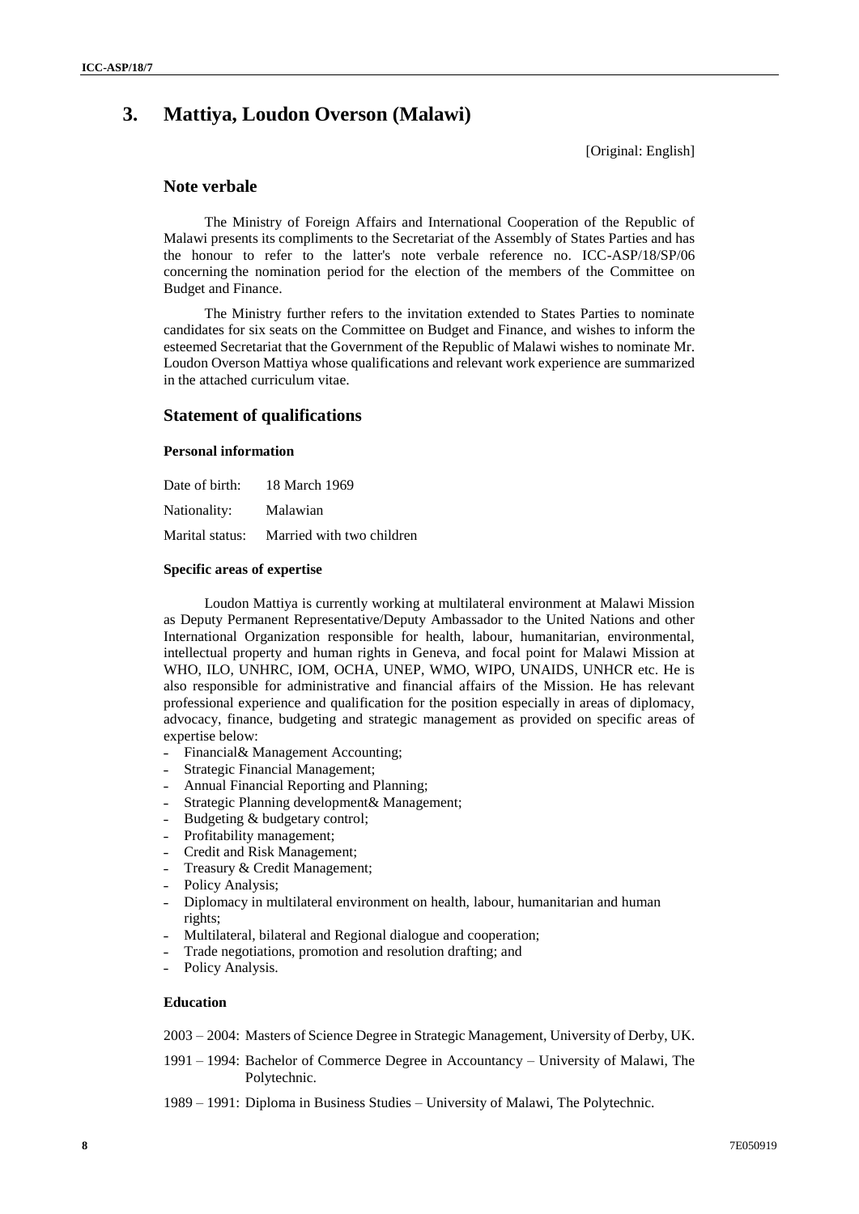## 3. Mattiya, Loudon Overson (Malawi)

[Original: English]

### Note verbale

The Ministry of Foreign Affairs and International Cooperation of the Republic of Malawi presents its compliments to the Secretariat of the Assembly of States Parties and has the honour to refer to the latter's note verbale reference no. ICC-ASP/18/SP/06 concerning the nomination period for the election of the members of the Committee on Budget and Finance.

The Ministry further refers to the invitation extended to States Parties to nominate candidates for six seats on the Committee on Budget and Finance, and wishes to inform the esteemed Secretariat that the Government of the Republic of Malawi wishes to nominate Mr. Loudon Overson Mattiya whose qualifications and relevant work experience are summarized in the attached curriculum vitae.

### Statement of qualifications

#### Personal information

Date of birth: 18 March 1969

Nationality: Malawian

Marital status: Married with two children

#### Specific areas of expertise

Loudon Mattiya is currently working at multilateral environment at Malawi Mission as Deputy Permanent Representative/Deputy Ambassador to the United Nations and other International Organization responsible for health, labour, humanitarian, environmental, intellectual property and human rights in Geneva, and focal point for Malawi Mission at WHO, ILO, UNHRC, IOM, OCHA, UNEP, WMO, WIPO, UNAIDS, UNHCR etc. He is also responsible for administrative and financial affairs of the Mission. He has relevant professional experience and qualification for the position especially in areas of diplomacy, advocacy, finance, budgeting and strategic management as provided on specific areas of expertise below:

- Financial& Management Accounting;
- Strategic Financial Management;
- Annual Financial Reporting and Planning;
- Strategic Planning development& Management;
- Budgeting & budgetary control;
- Profitability management;
- Credit and Risk Management;
- Treasury & Credit Management;
- Policy Analysis;
- Diplomacy in multilateral environment on health, labour, humanitarian and human rights;
- Multilateral, bilateral and Regional dialogue and cooperation;
- Trade negotiations, promotion and resolution drafting; and
- Policy Analysis.

#### Education

2003 – 2004: Masters of Science Degree in Strategic Management, University of Derby, UK.

1991 – 1994: Bachelor of Commerce Degree in Accountancy – University of Malawi, The Polytechnic.

1989 – 1991: Diploma in Business Studies – University of Malawi, The Polytechnic.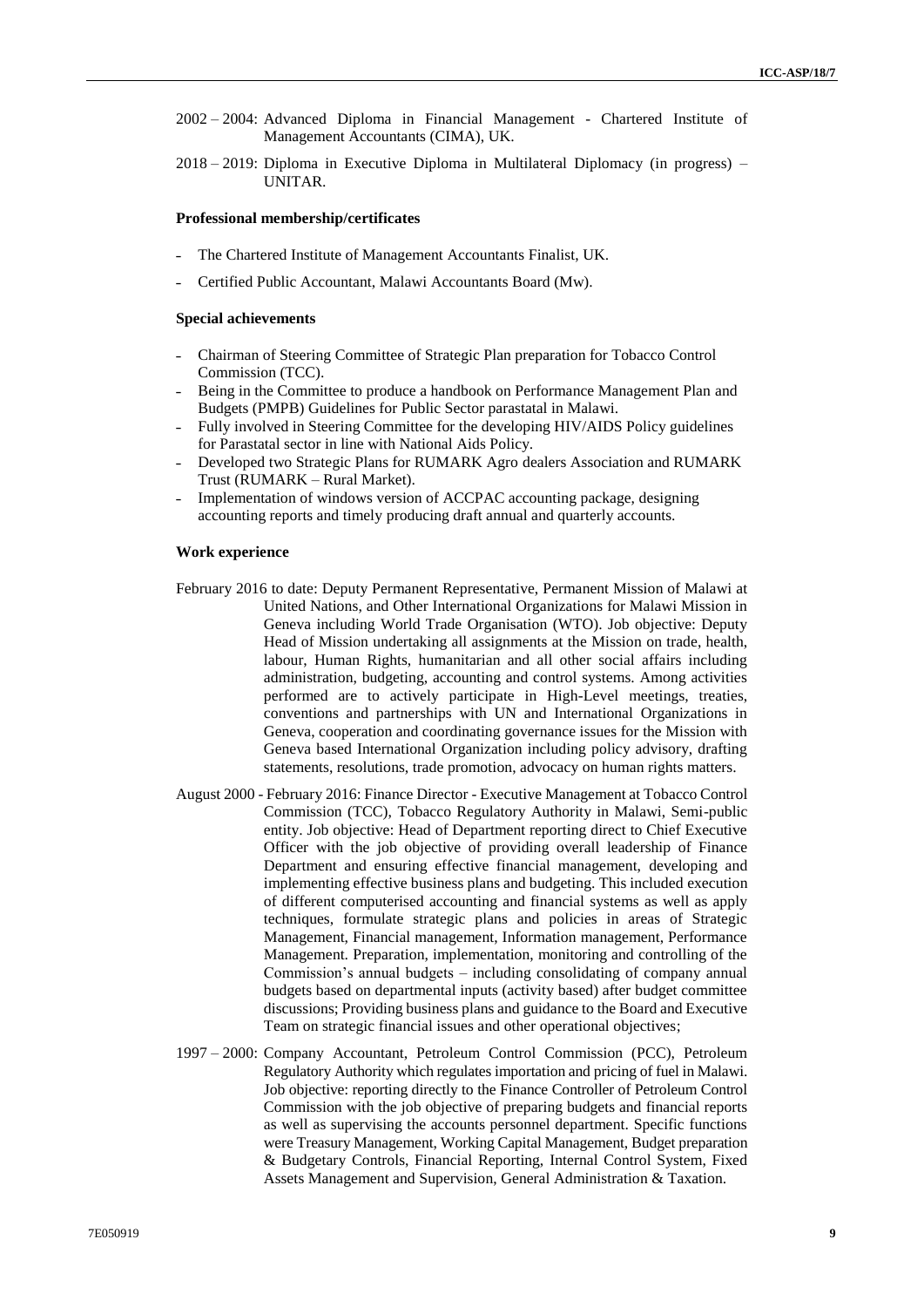2002 – 2004: Advanced Diploma in Financial Management - Chartered Institute of Management Accountants (CIMA), UK.

2018 – 2019: Diploma in Executive Diploma in Multilateral Diplomacy (in progress) – UNITAR.

**Professional membership/certificates**

- The Chartered Institute of Management Accountants Finalist, UK.
- Certified Public Accountant, Malawi Accountants Board (Mw).

**Special achievements**

- Chairman of Steering Committee of Strategic Plan preparation for Tobacco Control Commission (TCC).
- Being in the Committee to produce a handbook on Performance Management Plan and Budgets (PMPB) Guidelines for Public Sector parastatal in Malawi.
- Fully involved in Steering Committee for the developing HIV/AIDS Policy guidelines for Parastatal sector in line with National Aids Policy.
- Developed two Strategic Plans for RUMARK Agro dealers Association and RUMARK Trust (RUMARK – Rural Market).
- Implementation of windows version of ACCPAC accounting package, designing accounting reports and timely producing draft annual and quarterly accounts.

**Work experience**

February 2016 to date: Deputy Permanent Representative, Permanent Mission of Malawi at United Nations, and Other International Organizations for Malawi Mission in Geneva including World Trade Organisation (WTO). Job objective: Deputy Head of Mission undertaking all assignments at the Mission on trade, health, labour, Human Rights, humanitarian and all other social affairs including administration, budgeting, accounting and control systems. Among activities performed are to actively participate in High-Level meetings, treaties, conventions and partnerships with UN and International Organizations in Geneva, cooperation and coordinating governance issues for the Mission with Geneva based International Organization including policy advisory, drafting statements, resolutions, trade promotion, advocacy on human rights matters.

August 2000 - February 2016: Finance Director - Executive Management at Tobacco Control Commission (TCC), Tobacco Regulatory Authority in Malawi, Semi-public entity. Job objective: Head of Department reporting direct to Chief Executive Officer with the job objective of providing overall leadership of Finance Department and ensuring effective financial management, developing and implementing effective business plans and budgeting. This included execution of different computerised accounting and financial systems as well as apply techniques, formulate strategic plans and policies in areas of Strategic Management, Financial management, Information management, Performance Management. Preparation, implementation, monitoring and controlling of the Commission's annual budgets – including consolidating of company annual budgets based on departmental inputs (activity based) after budget committee discussions; Providing business plans and guidance to the Board and Executive Team on strategic financial issues and other operational objectives;

1997 – 2000: Company Accountant, Petroleum Control Commission (PCC), Petroleum Regulatory Authority which regulates importation and pricing of fuel in Malawi. Job objective: reporting directly to the Finance Controller of Petroleum Control Commission with the job objective of preparing budgets and financial reports as well as supervising the accounts personnel department. Specific functions were Treasury Management, Working Capital Management, Budget preparation & Budgetary Controls, Financial Reporting, Internal Control System, Fixed Assets Management and Supervision, General Administration & Taxation.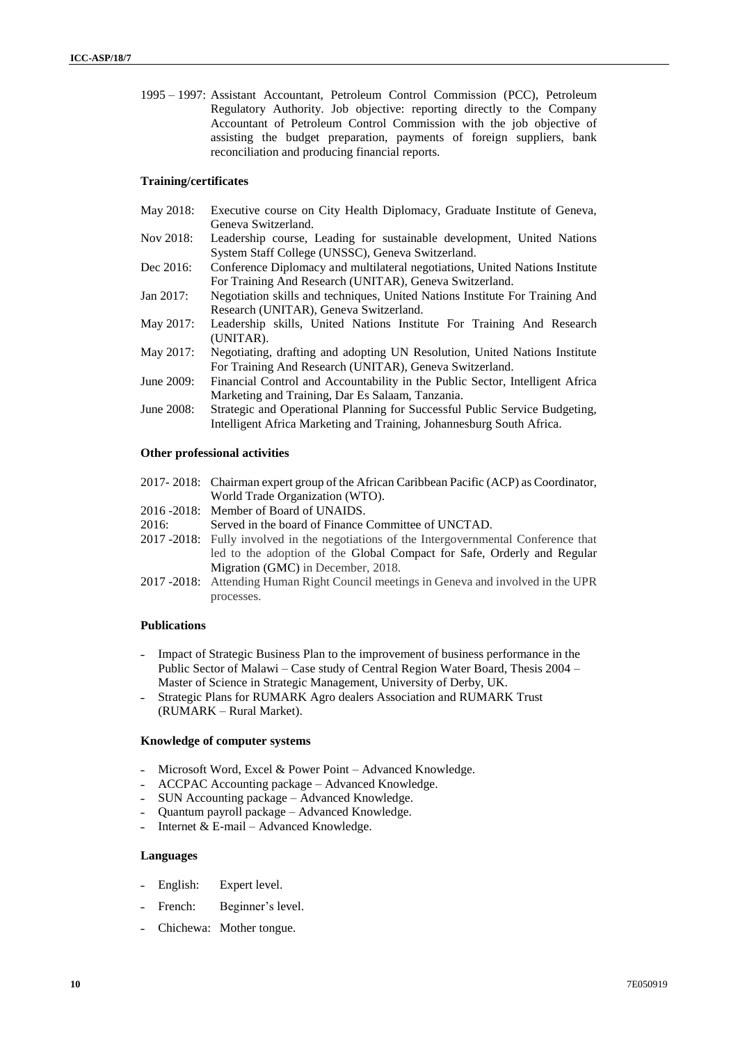1995 – 1997: Assistant Accountant, Petroleum Control Commission (PCC), Petroleum Regulatory Authority. Job objective: reporting directly to the Company Accountant of Petroleum Control Commission with the job objective of assisting the budget preparation, payments of foreign suppliers, bank reconciliation and producing financial reports.

**Training/certificates**

May 2018: Executive course on City Health Diplomacy, Graduate Institute of Geneva, Geneva Switzerland.

Nov 2018: Leadership course, Leading for sustainable development, United Nations System Staff College (UNSSC), Geneva Switzerland.

Dec 2016: Conference Diplomacy and multilateral negotiations, United Nations Institute For Training And Research (UNITAR), Geneva Switzerland.

Jan 2017: Negotiation skills and techniques, United Nations Institute For Training And Research (UNITAR), Geneva Switzerland.

May 2017: Leadership skills, United Nations Institute For Training And Research (UNITAR).

May 2017: Negotiating, drafting and adopting UN Resolution, United Nations Institute For Training And Research (UNITAR), Geneva Switzerland.

June 2009: Financial Control and Accountability in the Public Sector, Intelligent Africa Marketing and Training, Dar Es Salaam, Tanzania.

June 2008: Strategic and Operational Planning for Successful Public Service Budgeting, Intelligent Africa Marketing and Training, Johannesburg South Africa.

**Other professional activities**

2017- 2018: Chairman expert group of the African Caribbean Pacific (ACP) as Coordinator, World Trade Organization (WTO).

2016 -2018: Member of Board of UNAIDS.

2016: Served in the board of Finance Committee of UNCTAD.

2017 -2018: Fully involved in the negotiations of the Intergovernmental Conference that led to the adoption of the Global Compact for Safe, Orderly and Regular Migration (GMC) in December, 2018.

2017 -2018: Attending Human Right Council meetings in Geneva and involved in the UPR processes.

**Publications**

- Impact of Strategic Business Plan to the improvement of business performance in the Public Sector of Malawi – Case study of Central Region Water Board, Thesis 2004 – Master of Science in Strategic Management, University of Derby, UK.
- Strategic Plans for RUMARK Agro dealers Association and RUMARK Trust (RUMARK – Rural Market).

**Knowledge of computer systems**

- Microsoft Word, Excel & Power Point – Advanced Knowledge.
- ACCPAC Accounting package – Advanced Knowledge.
- SUN Accounting package – Advanced Knowledge.
- Quantum payroll package – Advanced Knowledge.
- Internet & E-mail – Advanced Knowledge.

**Languages**

- English: Expert level.
- French: Beginner's level.
- Chichewa: Mother tongue.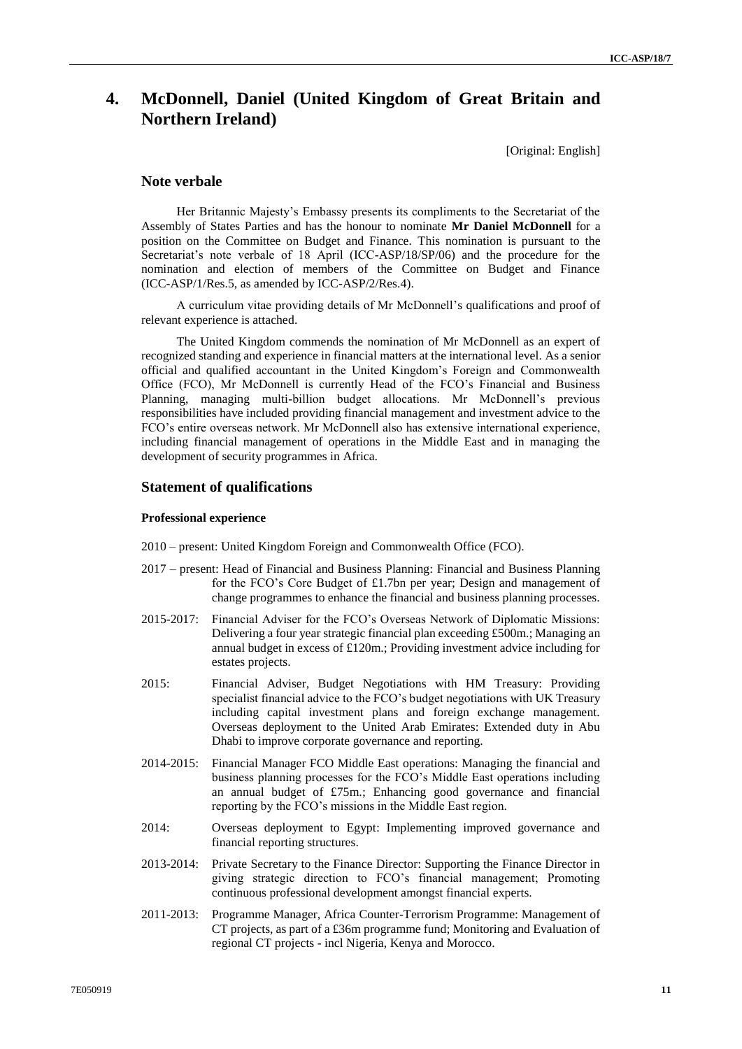# 4. McDonnell, Daniel (United Kingdom of Great Britain and Northern Ireland)

[Original: English]

## Note verbale

Her Britannic Majesty's Embassy presents its compliments to the Secretariat of the Assembly of States Parties and has the honour to nominate **Mr Daniel McDonnell** for a position on the Committee on Budget and Finance. This nomination is pursuant to the Secretariat's note verbale of 18 April (ICC-ASP/18/SP/06) and the procedure for the nomination and election of members of the Committee on Budget and Finance (ICC-ASP/1/Res.5, as amended by ICC-ASP/2/Res.4).

A curriculum vitae providing details of Mr McDonnell's qualifications and proof of relevant experience is attached.

The United Kingdom commends the nomination of Mr McDonnell as an expert of recognized standing and experience in financial matters at the international level. As a senior official and qualified accountant in the United Kingdom's Foreign and Commonwealth Office (FCO), Mr McDonnell is currently Head of the FCO's Financial and Business Planning, managing multi-billion budget allocations. Mr McDonnell's previous responsibilities have included providing financial management and investment advice to the FCO's entire overseas network. Mr McDonnell also has extensive international experience, including financial management of operations in the Middle East and in managing the development of security programmes in Africa.

## Statement of qualifications

### Professional experience

2010 – present: United Kingdom Foreign and Commonwealth Office (FCO).

2017 – present: Head of Financial and Business Planning: Financial and Business Planning for the FCO's Core Budget of £1.7bn per year; Design and management of change programmes to enhance the financial and business planning processes.

2015-2017: Financial Adviser for the FCO's Overseas Network of Diplomatic Missions: Delivering a four year strategic financial plan exceeding £500m.; Managing an annual budget in excess of £120m.; Providing investment advice including for estates projects.

2015: Financial Adviser, Budget Negotiations with HM Treasury: Providing specialist financial advice to the FCO's budget negotiations with UK Treasury including capital investment plans and foreign exchange management. Overseas deployment to the United Arab Emirates: Extended duty in Abu Dhabi to improve corporate governance and reporting.

2014-2015: Financial Manager FCO Middle East operations: Managing the financial and business planning processes for the FCO's Middle East operations including an annual budget of £75m.; Enhancing good governance and financial reporting by the FCO's missions in the Middle East region.

2014: Overseas deployment to Egypt: Implementing improved governance and financial reporting structures.

2013-2014: Private Secretary to the Finance Director: Supporting the Finance Director in giving strategic direction to FCO's financial management; Promoting continuous professional development amongst financial experts.

2011-2013: Programme Manager, Africa Counter-Terrorism Programme: Management of CT projects, as part of a £36m programme fund; Monitoring and Evaluation of regional CT projects - incl Nigeria, Kenya and Morocco.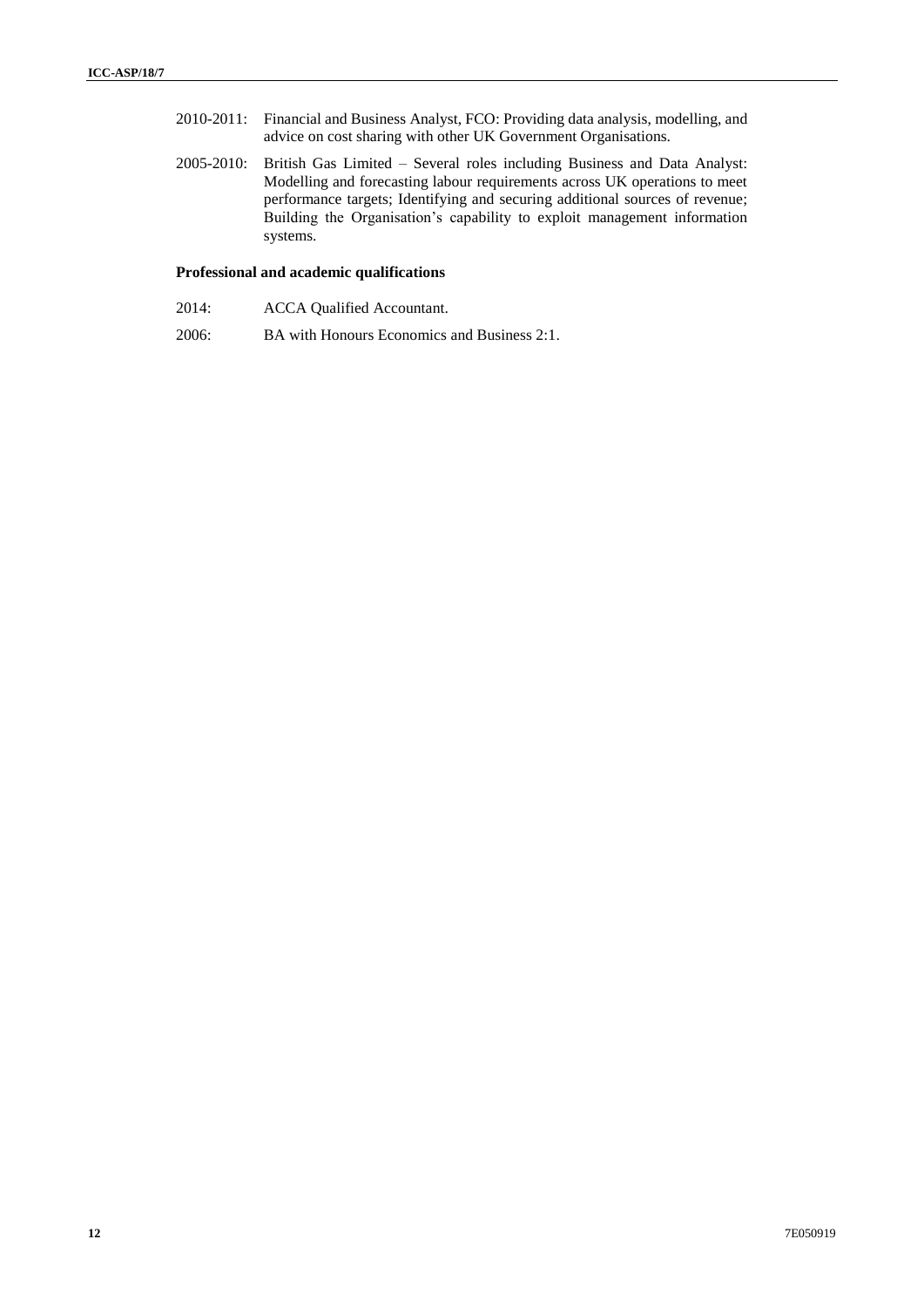2010-2011: Financial and Business Analyst, FCO: Providing data analysis, modelling, and advice on cost sharing with other UK Government Organisations.

2005-2010: British Gas Limited – Several roles including Business and Data Analyst: Modelling and forecasting labour requirements across UK operations to meet performance targets; Identifying and securing additional sources of revenue; Building the Organisation's capability to exploit management information systems.

**Professional and academic qualifications**

2014: ACCA Qualified Accountant.

2006: BA with Honours Economics and Business 2:1.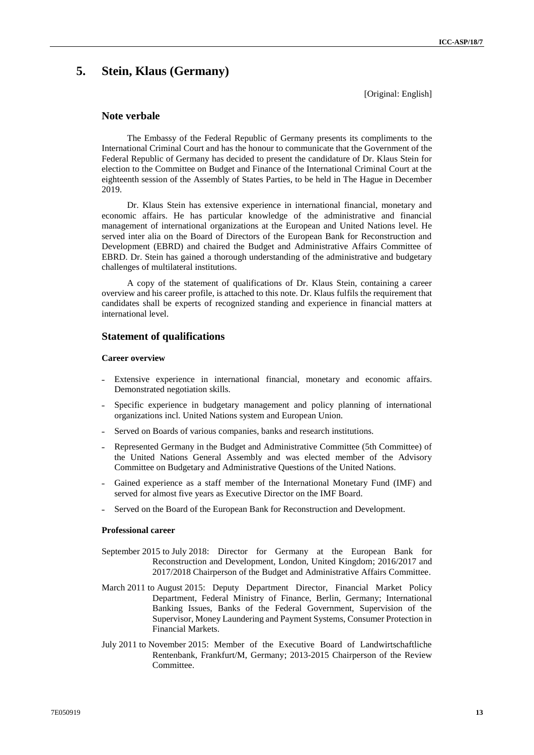## 5. Stein, Klaus (Germany)

[Original: English]

### Note verbale

The Embassy of the Federal Republic of Germany presents its compliments to the International Criminal Court and has the honour to communicate that the Government of the Federal Republic of Germany has decided to present the candidature of Dr. Klaus Stein for election to the Committee on Budget and Finance of the International Criminal Court at the eighteenth session of the Assembly of States Parties, to be held in The Hague in December 2019.

Dr. Klaus Stein has extensive experience in international financial, monetary and economic affairs. He has particular knowledge of the administrative and financial management of international organizations at the European and United Nations level. He served inter alia on the Board of Directors of the European Bank for Reconstruction and Development (EBRD) and chaired the Budget and Administrative Affairs Committee of EBRD. Dr. Stein has gained a thorough understanding of the administrative and budgetary challenges of multilateral institutions.

A copy of the statement of qualifications of Dr. Klaus Stein, containing a career overview and his career profile, is attached to this note. Dr. Klaus fulfils the requirement that candidates shall be experts of recognized standing and experience in financial matters at international level.

### Statement of qualifications

#### Career overview

- Extensive experience in international financial, monetary and economic affairs. Demonstrated negotiation skills.
- Specific experience in budgetary management and policy planning of international organizations incl. United Nations system and European Union.
- Served on Boards of various companies, banks and research institutions.
- Represented Germany in the Budget and Administrative Committee (5th Committee) of the United Nations General Assembly and was elected member of the Advisory Committee on Budgetary and Administrative Questions of the United Nations.
- Gained experience as a staff member of the International Monetary Fund (IMF) and served for almost five years as Executive Director on the IMF Board.
- Served on the Board of the European Bank for Reconstruction and Development.

#### Professional career

September 2015 to July 2018: Director for Germany at the European Bank for Reconstruction and Development, London, United Kingdom; 2016/2017 and 2017/2018 Chairperson of the Budget and Administrative Affairs Committee.

March 2011 to August 2015: Deputy Department Director, Financial Market Policy Department, Federal Ministry of Finance, Berlin, Germany; International Banking Issues, Banks of the Federal Government, Supervision of the Supervisor, Money Laundering and Payment Systems, Consumer Protection in Financial Markets.

July 2011 to November 2015: Member of the Executive Board of Landwirtschaftliche Rentenbank, Frankfurt/M, Germany; 2013-2015 Chairperson of the Review Committee.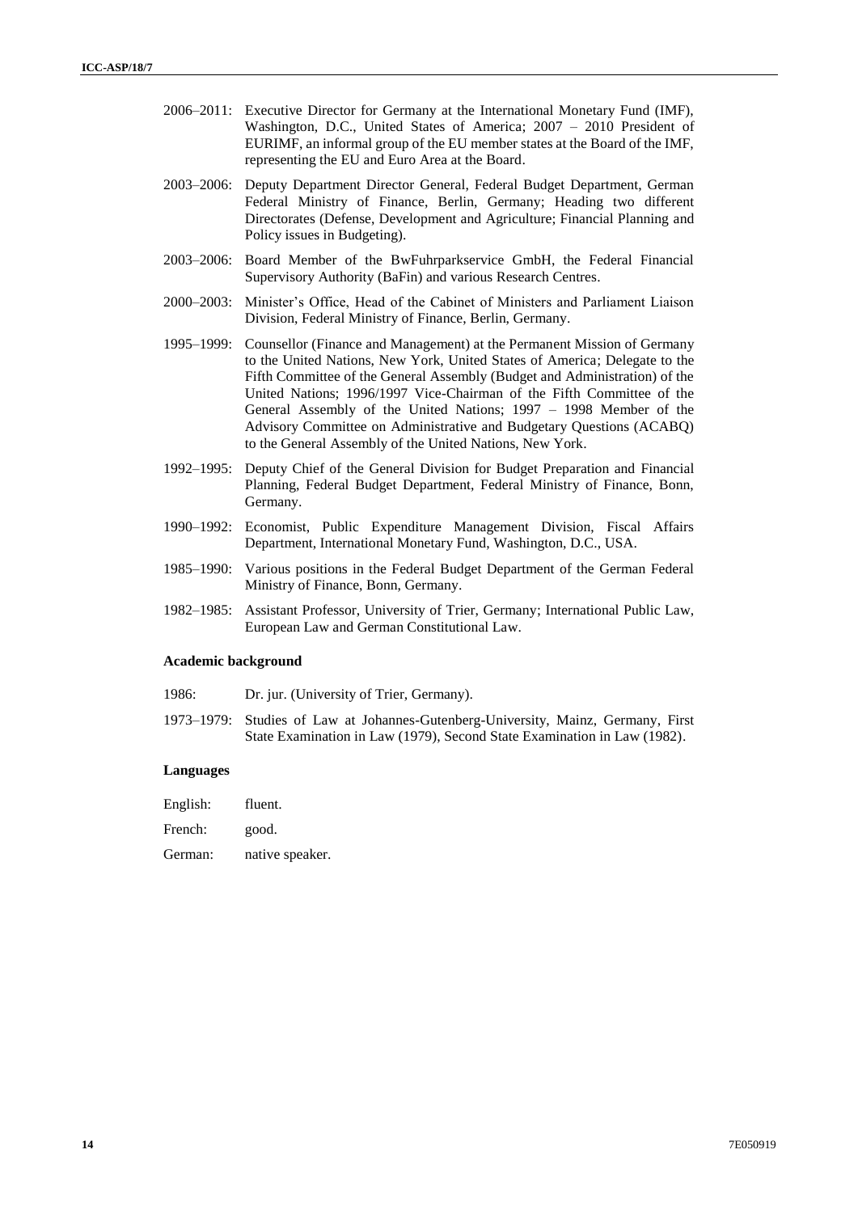2006–2011: Executive Director for Germany at the International Monetary Fund (IMF), Washington, D.C., United States of America; 2007 – 2010 President of EURIMF, an informal group of the EU member states at the Board of the IMF, representing the EU and Euro Area at the Board.

2003–2006: Deputy Department Director General, Federal Budget Department, German Federal Ministry of Finance, Berlin, Germany; Heading two different Directorates (Defense, Development and Agriculture; Financial Planning and Policy issues in Budgeting).

2003–2006: Board Member of the BwFuhrparkservice GmbH, the Federal Financial Supervisory Authority (BaFin) and various Research Centres.

2000–2003: Minister's Office, Head of the Cabinet of Ministers and Parliament Liaison Division, Federal Ministry of Finance, Berlin, Germany.

1995–1999: Counsellor (Finance and Management) at the Permanent Mission of Germany to the United Nations, New York, United States of America; Delegate to the Fifth Committee of the General Assembly (Budget and Administration) of the United Nations; 1996/1997 Vice-Chairman of the Fifth Committee of the General Assembly of the United Nations; 1997 – 1998 Member of the Advisory Committee on Administrative and Budgetary Questions (ACABQ) to the General Assembly of the United Nations, New York.

1992–1995: Deputy Chief of the General Division for Budget Preparation and Financial Planning, Federal Budget Department, Federal Ministry of Finance, Bonn, Germany.

1990–1992: Economist, Public Expenditure Management Division, Fiscal Affairs Department, International Monetary Fund, Washington, D.C., USA.

1985–1990: Various positions in the Federal Budget Department of the German Federal Ministry of Finance, Bonn, Germany.

1982–1985: Assistant Professor, University of Trier, Germany; International Public Law, European Law and German Constitutional Law.

**Academic background**

1986: Dr. jur. (University of Trier, Germany).

1973–1979: Studies of Law at Johannes-Gutenberg-University, Mainz, Germany, First State Examination in Law (1979), Second State Examination in Law (1982).

**Languages**

English: fluent.

French: good.

German: native speaker.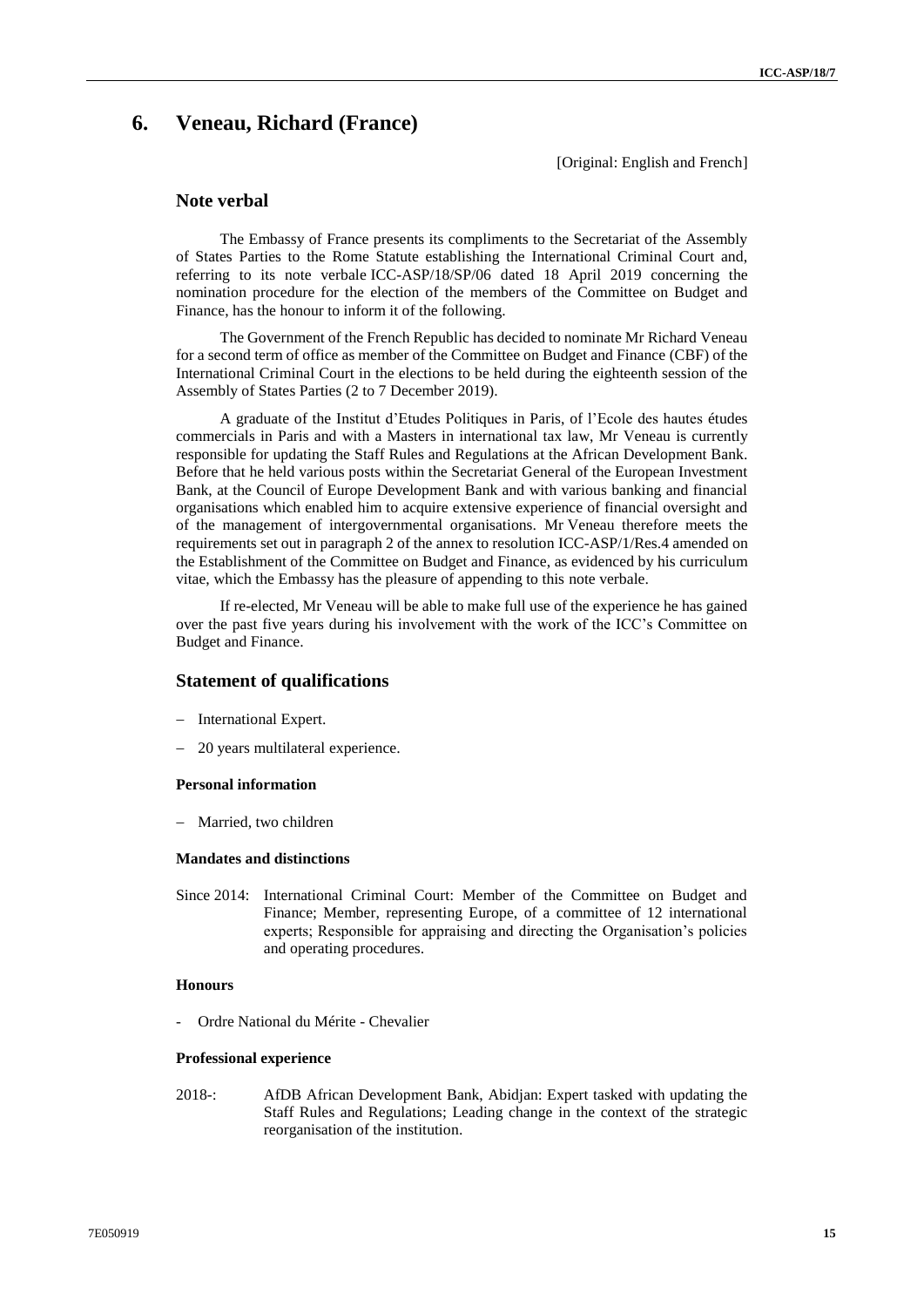# 6. Veneau, Richard (France)

[Original: English and French]

## Note verbal

The Embassy of France presents its compliments to the Secretariat of the Assembly of States Parties to the Rome Statute establishing the International Criminal Court and, referring to its note verbale ICC-ASP/18/SP/06 dated 18 April 2019 concerning the nomination procedure for the election of the members of the Committee on Budget and Finance, has the honour to inform it of the following.

The Government of the French Republic has decided to nominate Mr Richard Veneau for a second term of office as member of the Committee on Budget and Finance (CBF) of the International Criminal Court in the elections to be held during the eighteenth session of the Assembly of States Parties (2 to 7 December 2019).

A graduate of the Institut d'Etudes Politiques in Paris, of l'Ecole des hautes études commercials in Paris and with a Masters in international tax law, Mr Veneau is currently responsible for updating the Staff Rules and Regulations at the African Development Bank. Before that he held various posts within the Secretariat General of the European Investment Bank, at the Council of Europe Development Bank and with various banking and financial organisations which enabled him to acquire extensive experience of financial oversight and of the management of intergovernmental organisations. Mr Veneau therefore meets the requirements set out in paragraph 2 of the annex to resolution ICC-ASP/1/Res.4 amended on the Establishment of the Committee on Budget and Finance, as evidenced by his curriculum vitae, which the Embassy has the pleasure of appending to this note verbale.

If re-elected, Mr Veneau will be able to make full use of the experience he has gained over the past five years during his involvement with the work of the ICC's Committee on Budget and Finance.

## Statement of qualifications

- International Expert.
- 20 years multilateral experience.

### Personal information

- Married, two children

### Mandates and distinctions

Since 2014: International Criminal Court: Member of the Committee on Budget and Finance; Member, representing Europe, of a committee of 12 international experts; Responsible for appraising and directing the Organisation's policies and operating procedures.

### Honours

- Ordre National du Mérite - Chevalier

### Professional experience

2018-: AfDB African Development Bank, Abidjan: Expert tasked with updating the Staff Rules and Regulations; Leading change in the context of the strategic reorganisation of the institution.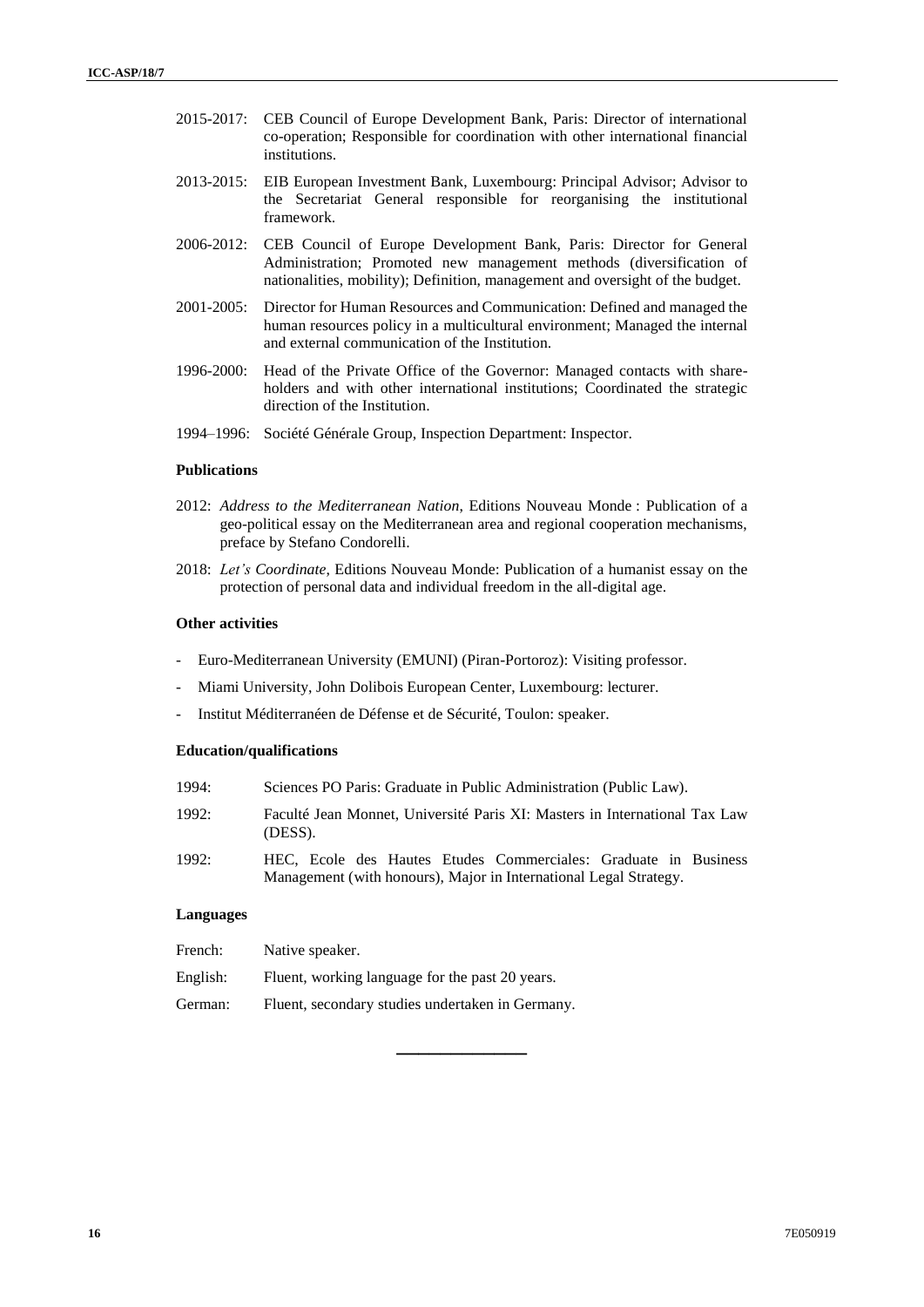2015-2017: CEB Council of Europe Development Bank, Paris: Director of international co-operation; Responsible for coordination with other international financial institutions.

2013-2015: EIB European Investment Bank, Luxembourg: Principal Advisor; Advisor to the Secretariat General responsible for reorganising the institutional framework.

2006-2012: CEB Council of Europe Development Bank, Paris: Director for General Administration; Promoted new management methods (diversification of nationalities, mobility); Definition, management and oversight of the budget.

2001-2005: Director for Human Resources and Communication: Defined and managed the human resources policy in a multicultural environment; Managed the internal and external communication of the Institution.

1996-2000: Head of the Private Office of the Governor: Managed contacts with share-holders and with other international institutions; Coordinated the strategic direction of the Institution.

1994–1996: Société Générale Group, Inspection Department: Inspector.

### Publications

2012: *Address to the Mediterranean Nation*, Editions Nouveau Monde : Publication of a geo-political essay on the Mediterranean area and regional cooperation mechanisms, preface by Stefano Condorelli.

2018: *Let's Coordinate*, Editions Nouveau Monde: Publication of a humanist essay on the protection of personal data and individual freedom in the all-digital age.

### Other activities

- Euro-Mediterranean University (EMUNI) (Piran-Portoroz): Visiting professor.
- Miami University, John Dolibois European Center, Luxembourg: lecturer.
- Institut Méditerranéen de Défense et de Sécurité, Toulon: speaker.

### Education/qualifications

1994: Sciences PO Paris: Graduate in Public Administration (Public Law).

1992: Faculté Jean Monnet, Université Paris XI: Masters in International Tax Law (DESS).

1992: HEC, Ecole des Hautes Etudes Commerciales: Graduate in Business Management (with honours), Major in International Legal Strategy.

### Languages

French: Native speaker.

English: Fluent, working language for the past 20 years.

German: Fluent, secondary studies undertaken in Germany.

\_\_\_\_\_\_\_\_\_\_\_\_\_\_\_\_